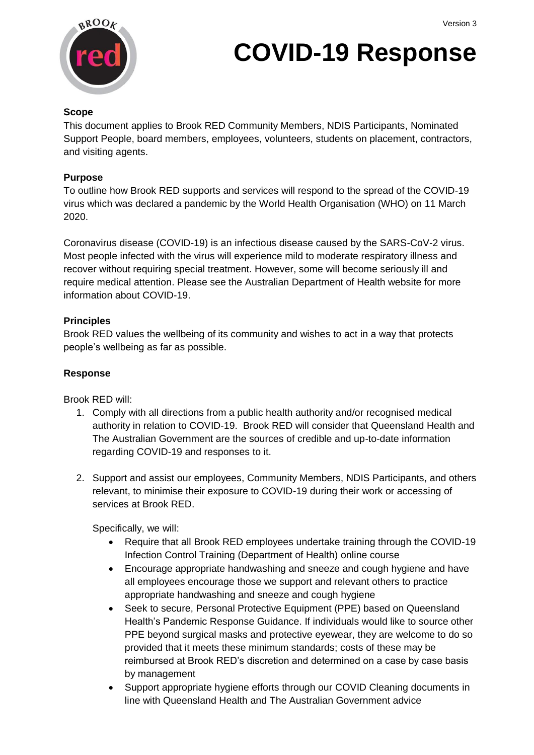# COVID-19 Response

Version 3

**Scope**

This document applies to Brook RED Community Members, NDIS Participants, Nominated Support People, board members, employees, volunteers, students on placement, contractors, and visiting agents.

**Purpose**

To outline how Brook RED supports and services will respond to the spread of the COVID-19 virus which was declared a pandemic by the World Health Organisation (WHO) on 11 March 2020.

Coronavirus disease (COVID-19) is an infectious disease caused by the SARS-CoV-2 virus. Most people infected with the virus will experience mild to moderate respiratory illness and recover without requiring special treatment. However, some will become seriously ill and require medical attention. Please see the Australian Department of Health website for more information about COVID-19.

**Principles**

Brook RED values the wellbeing of its community and wishes to act in a way that protects people's wellbeing as far as possible.

**Response**

Brook RED will:

1. Comply with all directions from a public health authority and/or recognised medical authority in relation to COVID-19. Brook RED will consider that Queensland Health and The Australian Government are the sources of credible and up-to-date information regarding COVID-19 and responses to it.

2. Support and assist our employees, Community Members, NDIS Participants, and others relevant, to minimise their exposure to COVID-19 during their work or accessing of services at Brook RED.

   Specifically, we will:

   - Require that all Brook RED employees undertake training through the COVID-19 Infection Control Training (Department of Health) online course
   - Encourage appropriate handwashing and sneeze and cough hygiene and have all employees encourage those we support and relevant others to practice appropriate handwashing and sneeze and cough hygiene
   - Seek to secure, Personal Protective Equipment (PPE) based on Queensland Health's Pandemic Response Guidance. If individuals would like to source other PPE beyond surgical masks and protective eyewear, they are welcome to do so provided that it meets these minimum standards; costs of these may be reimbursed at Brook RED's discretion and determined on a case by case basis by management
   - Support appropriate hygiene efforts through our COVID Cleaning documents in line with Queensland Health and The Australian Government advice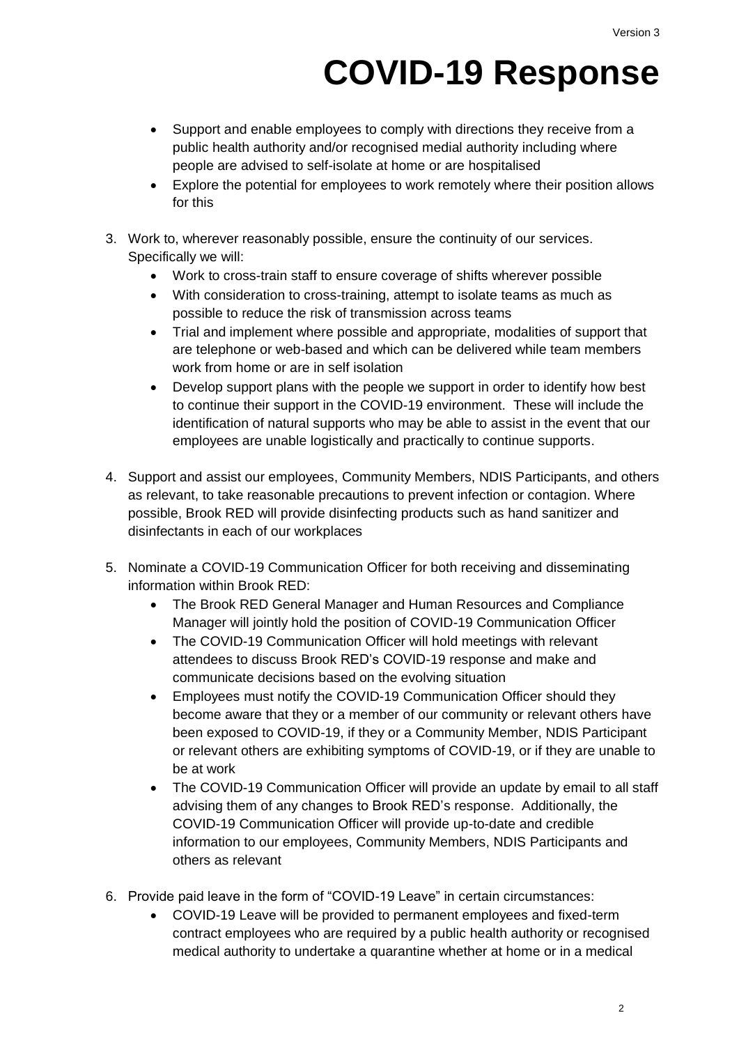- Support and enable employees to comply with directions they receive from a public health authority and/or recognised medial authority including where people are advised to self-isolate at home or are hospitalised
- Explore the potential for employees to work remotely where their position allows for this

3. Work to, wherever reasonably possible, ensure the continuity of our services. Specifically we will:
    - Work to cross-train staff to ensure coverage of shifts wherever possible
    - With consideration to cross-training, attempt to isolate teams as much as possible to reduce the risk of transmission across teams
    - Trial and implement where possible and appropriate, modalities of support that are telephone or web-based and which can be delivered while team members work from home or are in self isolation
    - Develop support plans with the people we support in order to identify how best to continue their support in the COVID-19 environment. These will include the identification of natural supports who may be able to assist in the event that our employees are unable logistically and practically to continue supports.

4. Support and assist our employees, Community Members, NDIS Participants, and others as relevant, to take reasonable precautions to prevent infection or contagion. Where possible, Brook RED will provide disinfecting products such as hand sanitizer and disinfectants in each of our workplaces

5. Nominate a COVID-19 Communication Officer for both receiving and disseminating information within Brook RED:
    - The Brook RED General Manager and Human Resources and Compliance Manager will jointly hold the position of COVID-19 Communication Officer
    - The COVID-19 Communication Officer will hold meetings with relevant attendees to discuss Brook RED's COVID-19 response and make and communicate decisions based on the evolving situation
    - Employees must notify the COVID-19 Communication Officer should they become aware that they or a member of our community or relevant others have been exposed to COVID-19, if they or a Community Member, NDIS Participant or relevant others are exhibiting symptoms of COVID-19, or if they are unable to be at work
    - The COVID-19 Communication Officer will provide an update by email to all staff advising them of any changes to Brook RED's response. Additionally, the COVID-19 Communication Officer will provide up-to-date and credible information to our employees, Community Members, NDIS Participants and others as relevant

6. Provide paid leave in the form of "COVID-19 Leave" in certain circumstances:
    - COVID-19 Leave will be provided to permanent employees and fixed-term contract employees who are required by a public health authority or recognised medical authority to undertake a quarantine whether at home or in a medical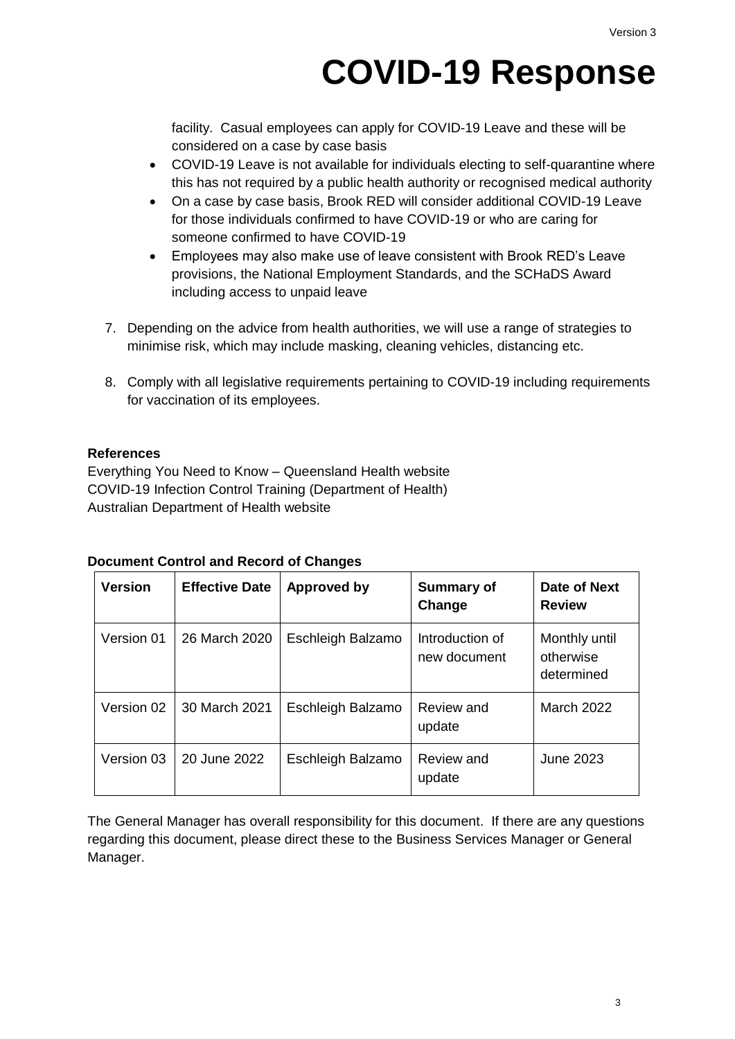facility. Casual employees can apply for COVID-19 Leave and these will be considered on a case by case basis

- COVID-19 Leave is not available for individuals electing to self-quarantine where this has not required by a public health authority or recognised medical authority
- On a case by case basis, Brook RED will consider additional COVID-19 Leave for those individuals confirmed to have COVID-19 or who are caring for someone confirmed to have COVID-19
- Employees may also make use of leave consistent with Brook RED's Leave provisions, the National Employment Standards, and the SCHaDS Award including access to unpaid leave

7. Depending on the advice from health authorities, we will use a range of strategies to minimise risk, which may include masking, cleaning vehicles, distancing etc.

8. Comply with all legislative requirements pertaining to COVID-19 including requirements for vaccination of its employees.

**References**

Everything You Need to Know – Queensland Health website
COVID-19 Infection Control Training (Department of Health)
Australian Department of Health website

**Document Control and Record of Changes**

| Version | Effective Date | Approved by | Summary of Change | Date of Next Review |
|---|---|---|---|---|
| Version 01 | 26 March 2020 | Eschleigh Balzamo | Introduction of new document | Monthly until otherwise determined |
| Version 02 | 30 March 2021 | Eschleigh Balzamo | Review and update | March 2022 |
| Version 03 | 20 June 2022 | Eschleigh Balzamo | Review and update | June 2023 |

The General Manager has overall responsibility for this document. If there are any questions regarding this document, please direct these to the Business Services Manager or General Manager.